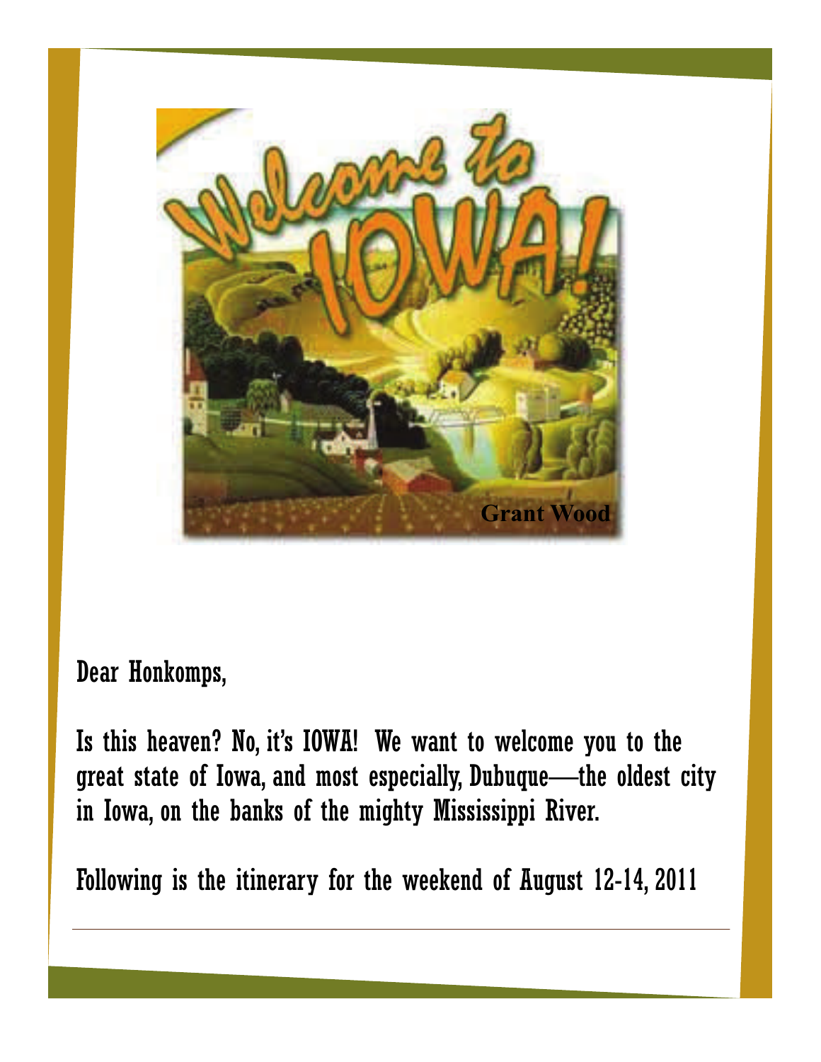Dear Honkomps,

Is this heaven? No, it's IOWA! We want to welcome you to the great state of Iowa, and most especially, Dubuque—the oldest city in Iowa, on the banks of the mighty Mississippi River.

Following is the itinerary for the weekend of August 12-14, 2011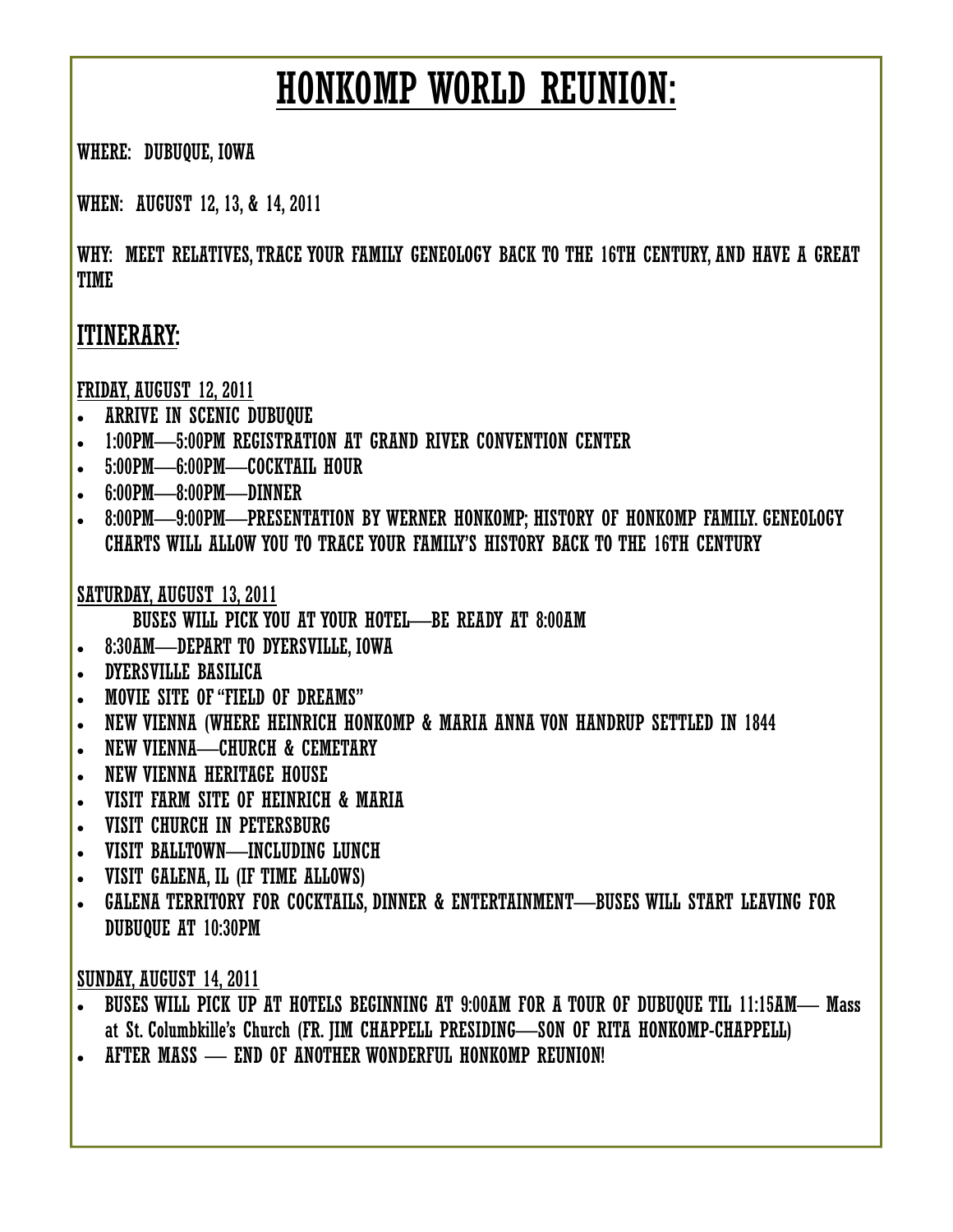# HONKOMP WORLD REUNION:

WHERE: DUBUQUE, IOWA

WHEN: AUGUST 12, 13, & 14, 2011

WHY: MEET RELATIVES, TRACE YOUR FAMILY GENEOLOGY BACK TO THE 16TH CENTURY, AND HAVE A GREAT TIME

## ITINERARY:

FRIDAY, AUGUST 12, 2011

- ARRIVE IN SCENIC DUBUQUE
- 1:00PM—5:00PM REGISTRATION AT GRAND RIVER CONVENTION CENTER
- 5:00PM—6:00PM—COCKTAIL HOUR
- 6:00PM—8:00PM—DINNER
- 8:00PM—9:00PM—PRESENTATION BY WERNER HONKOMP; HISTORY OF HONKOMP FAMILY. GENEOLOGY CHARTS WILL ALLOW YOU TO TRACE YOUR FAMILY'S HISTORY BACK TO THE 16TH CENTURY

SATURDAY, AUGUST 13, 2011

BUSES WILL PICK YOU AT YOUR HOTEL—BE READY AT 8:00AM

- 8:30AM—DEPART TO DYERSVILLE, IOWA
- DYERSVILLE BASILICA
- MOVIE SITE OF "FIELD OF DREAMS"
- NEW VIENNA (WHERE HEINRICH HONKOMP & MARIA ANNA VON HANDRUP SETTLED IN 1844
- NEW VIENNA—CHURCH & CEMETARY
- NEW VIENNA HERITAGE HOUSE
- VISIT FARM SITE OF HEINRICH & MARIA
- VISIT CHURCH IN PETERSBURG
- VISIT BALLTOWN—INCLUDING LUNCH
- VISIT GALENA, IL (IF TIME ALLOWS)
- GALENA TERRITORY FOR COCKTAILS, DINNER & ENTERTAINMENT—BUSES WILL START LEAVING FOR DUBUQUE AT 10:30PM

SUNDAY, AUGUST 14, 2011

- BUSES WILL PICK UP AT HOTELS BEGINNING AT 9:00AM FOR A TOUR OF DUBUQUE TIL 11:15AM— Mass at St. Columbkille's Church (FR. JIM CHAPPELL PRESIDING—SON OF RITA HONKOMP-CHAPPELL)
- AFTER MASS — END OF ANOTHER WONDERFUL HONKOMP REUNION!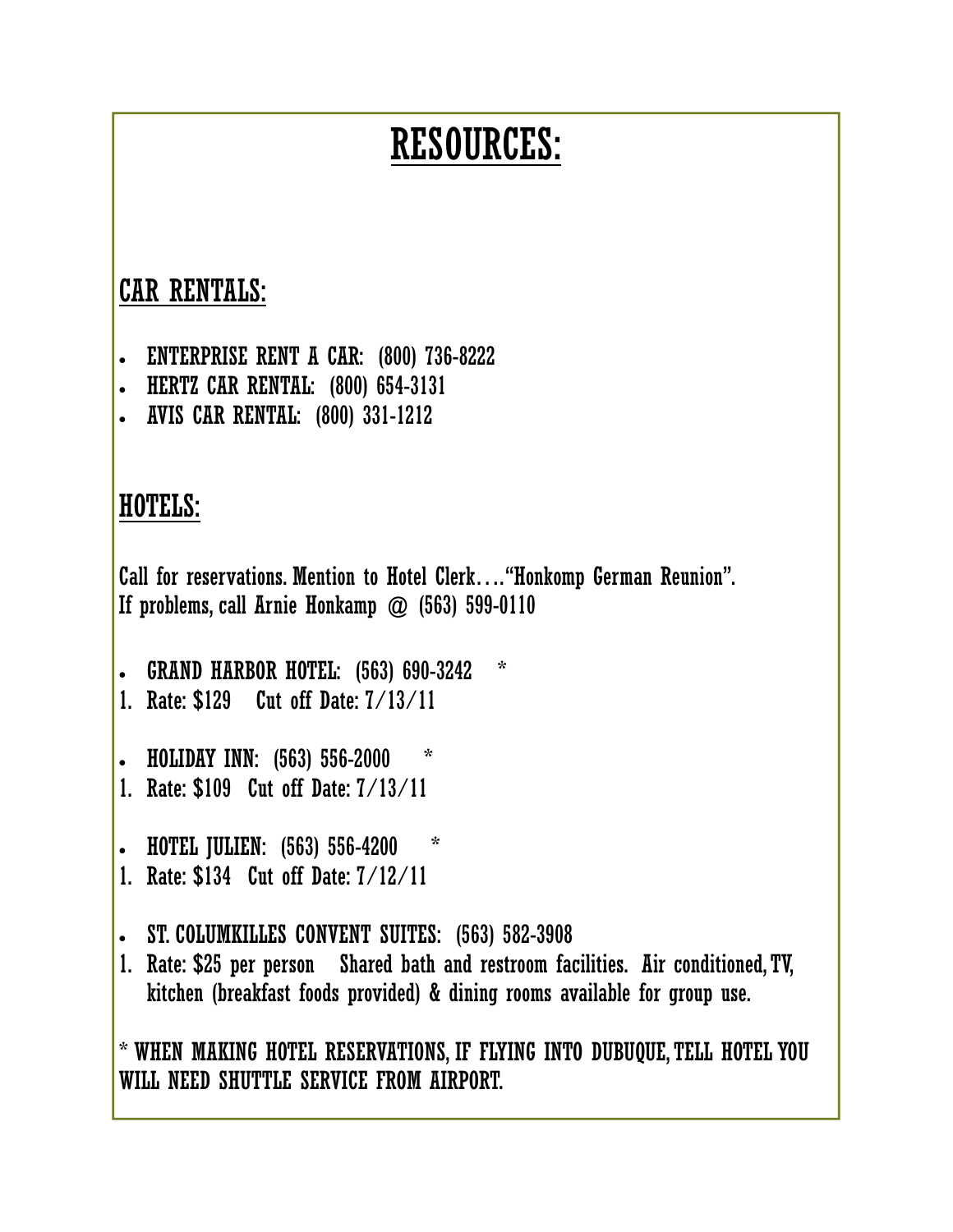# RESOURCES:

## CAR RENTALS:

- ENTERPRISE RENT A CAR: (800) 736-8222
- HERTZ CAR RENTAL: (800) 654-3131
- AVIS CAR RENTAL: (800) 331-1212

## HOTELS:

Call for reservations. Mention to Hotel Clerk…."Honkomp German Reunion".
If problems, call Arnie Honkamp @ (563) 599-0110

- GRAND HARBOR HOTEL: (563) 690-3242 *
1. Rate: $129 Cut off Date: 7/13/11

- HOLIDAY INN: (563) 556-2000 *
1. Rate: $109 Cut off Date: 7/13/11

- HOTEL JULIEN: (563) 556-4200 *
1. Rate: $134 Cut off Date: 7/12/11

- ST. COLUMKILLES CONVENT SUITES: (563) 582-3908
1. Rate: $25 per person Shared bath and restroom facilities. Air conditioned, TV, kitchen (breakfast foods provided) & dining rooms available for group use.

* WHEN MAKING HOTEL RESERVATIONS, IF FLYING INTO DUBUQUE, TELL HOTEL YOU WILL NEED SHUTTLE SERVICE FROM AIRPORT.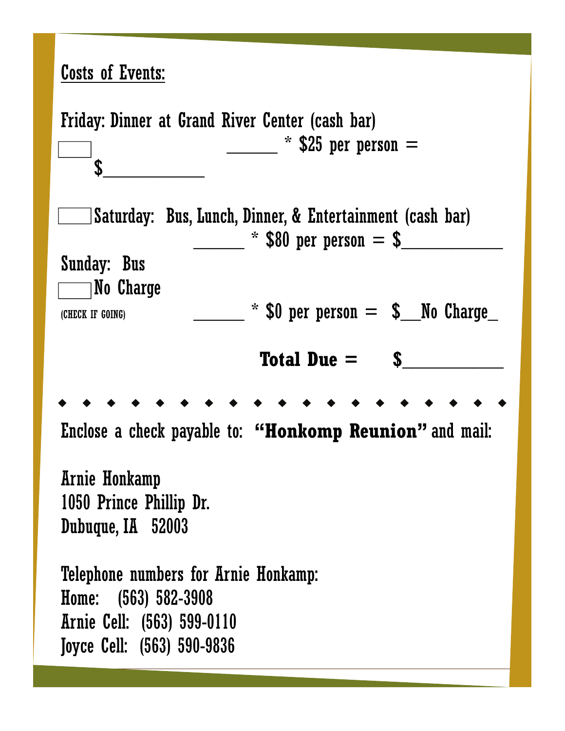## Costs of Events:

Friday: Dinner at Grand River Center (cash bar)

☐ ______ * $25 per person = $____________

☐ Saturday: Bus, Lunch, Dinner, & Entertainment (cash bar)

______ * $80 per person = $____________

Sunday: Bus

☐ No Charge

(CHECK IF GOING) ______ * $0 per person = $__No Charge_

**Total Due =** $___________

◆ ◆ ◆ ◆ ◆ ◆ ◆ ◆ ◆ ◆ ◆ ◆ ◆ ◆ ◆ ◆ ◆ ◆ ◆

Enclose a check payable to: **"Honkomp Reunion"** and mail:

Arnie Honkamp
1050 Prince Phillip Dr.
Dubuque, IA 52003

Telephone numbers for Arnie Honkamp:
Home: (563) 582-3908
Arnie Cell: (563) 599-0110
Joyce Cell: (563) 590-9836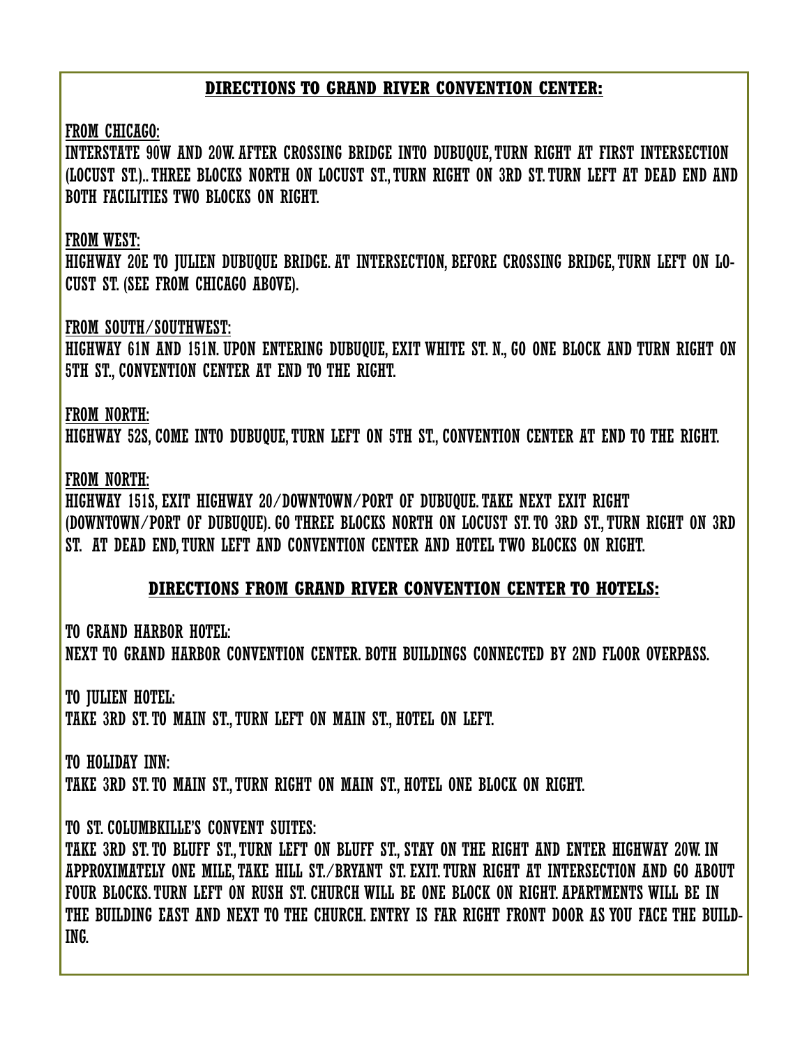## DIRECTIONS TO GRAND RIVER CONVENTION CENTER:

FROM CHICAGO:

INTERSTATE 90W AND 20W. AFTER CROSSING BRIDGE INTO DUBUQUE, TURN RIGHT AT FIRST INTERSECTION (LOCUST ST.).. THREE BLOCKS NORTH ON LOCUST ST., TURN RIGHT ON 3RD ST. TURN LEFT AT DEAD END AND BOTH FACILITIES TWO BLOCKS ON RIGHT.

FROM WEST:

HIGHWAY 20E TO JULIEN DUBUQUE BRIDGE. AT INTERSECTION, BEFORE CROSSING BRIDGE, TURN LEFT ON LOCUST ST. (SEE FROM CHICAGO ABOVE).

FROM SOUTH/SOUTHWEST:

HIGHWAY 61N AND 151N. UPON ENTERING DUBUQUE, EXIT WHITE ST. N., GO ONE BLOCK AND TURN RIGHT ON 5TH ST., CONVENTION CENTER AT END TO THE RIGHT.

FROM NORTH:

HIGHWAY 52S, COME INTO DUBUQUE, TURN LEFT ON 5TH ST., CONVENTION CENTER AT END TO THE RIGHT.

FROM NORTH:

HIGHWAY 151S, EXIT HIGHWAY 20/DOWNTOWN/PORT OF DUBUQUE. TAKE NEXT EXIT RIGHT (DOWNTOWN/PORT OF DUBUQUE). GO THREE BLOCKS NORTH ON LOCUST ST. TO 3RD ST., TURN RIGHT ON 3RD ST. AT DEAD END, TURN LEFT AND CONVENTION CENTER AND HOTEL TWO BLOCKS ON RIGHT.

## DIRECTIONS FROM GRAND RIVER CONVENTION CENTER TO HOTELS:

TO GRAND HARBOR HOTEL:

NEXT TO GRAND HARBOR CONVENTION CENTER. BOTH BUILDINGS CONNECTED BY 2ND FLOOR OVERPASS.

TO JULIEN HOTEL:

TAKE 3RD ST. TO MAIN ST., TURN LEFT ON MAIN ST., HOTEL ON LEFT.

TO HOLIDAY INN:

TAKE 3RD ST. TO MAIN ST., TURN RIGHT ON MAIN ST., HOTEL ONE BLOCK ON RIGHT.

TO ST. COLUMBKILLE'S CONVENT SUITES:

TAKE 3RD ST. TO BLUFF ST., TURN LEFT ON BLUFF ST., STAY ON THE RIGHT AND ENTER HIGHWAY 20W. IN APPROXIMATELY ONE MILE, TAKE HILL ST./BRYANT ST. EXIT. TURN RIGHT AT INTERSECTION AND GO ABOUT FOUR BLOCKS. TURN LEFT ON RUSH ST. CHURCH WILL BE ONE BLOCK ON RIGHT. APARTMENTS WILL BE IN THE BUILDING EAST AND NEXT TO THE CHURCH. ENTRY IS FAR RIGHT FRONT DOOR AS YOU FACE THE BUILDING.